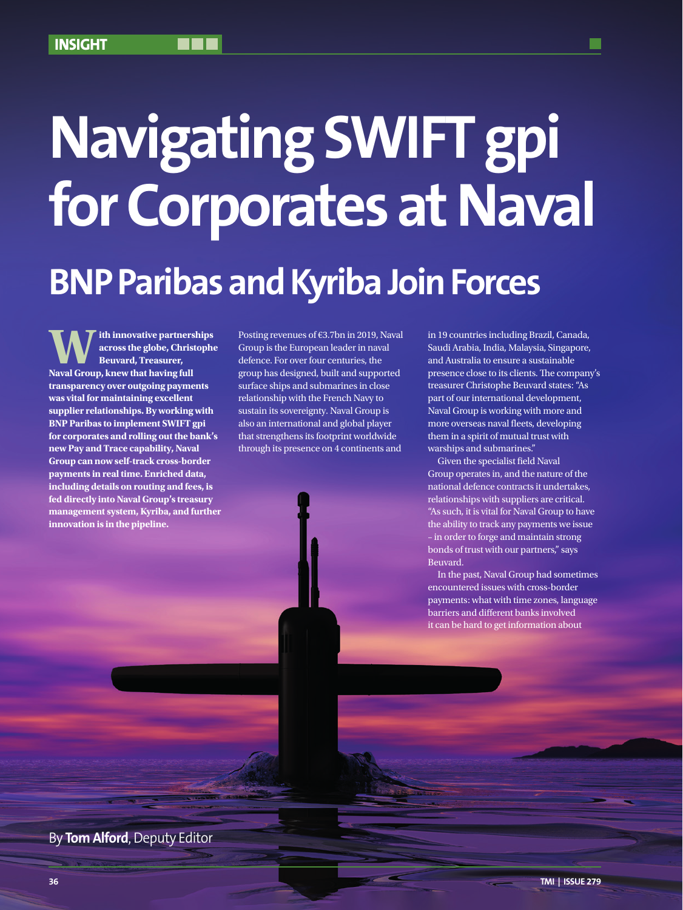INSIGHT

# Navigating SWIFT gpi for Corporates at Naval

## BNP Paribas and Kyriba Join Forces

**With innovative partnerships across the globe, Christophe Beuvard, Treasurer, Naval Group, knew that having full transparency over outgoing payments was vital for maintaining excellent supplier relationships. By working with BNP Paribas to implement SWIFT gpi for corporates and rolling out the bank's new Pay and Trace capability, Naval Group can now self-track cross-border payments in real time. Enriched data, including details on routing and fees, is fed directly into Naval Group's treasury management system, Kyriba, and further innovation is in the pipeline.**

Posting revenues of €3.7bn in 2019, Naval Group is the European leader in naval defence. For over four centuries, the group has designed, built and supported surface ships and submarines in close relationship with the French Navy to sustain its sovereignty. Naval Group is also an international and global player that strengthens its footprint worldwide through its presence on 4 continents and in 19 countries including Brazil, Canada, Saudi Arabia, India, Malaysia, Singapore, and Australia to ensure a sustainable presence close to its clients. The company's treasurer Christophe Beuvard states: "As part of our international development, Naval Group is working with more and more overseas naval fleets, developing them in a spirit of mutual trust with warships and submarines."

Given the specialist field Naval Group operates in, and the nature of the national defence contracts it undertakes, relationships with suppliers are critical. "As such, it is vital for Naval Group to have the ability to track any payments we issue – in order to forge and maintain strong bonds of trust with our partners," says Beuvard.

In the past, Naval Group had sometimes encountered issues with cross-border payments: what with time zones, language barriers and different banks involved it can be hard to get information about

By **Tom Alford**, Deputy Editor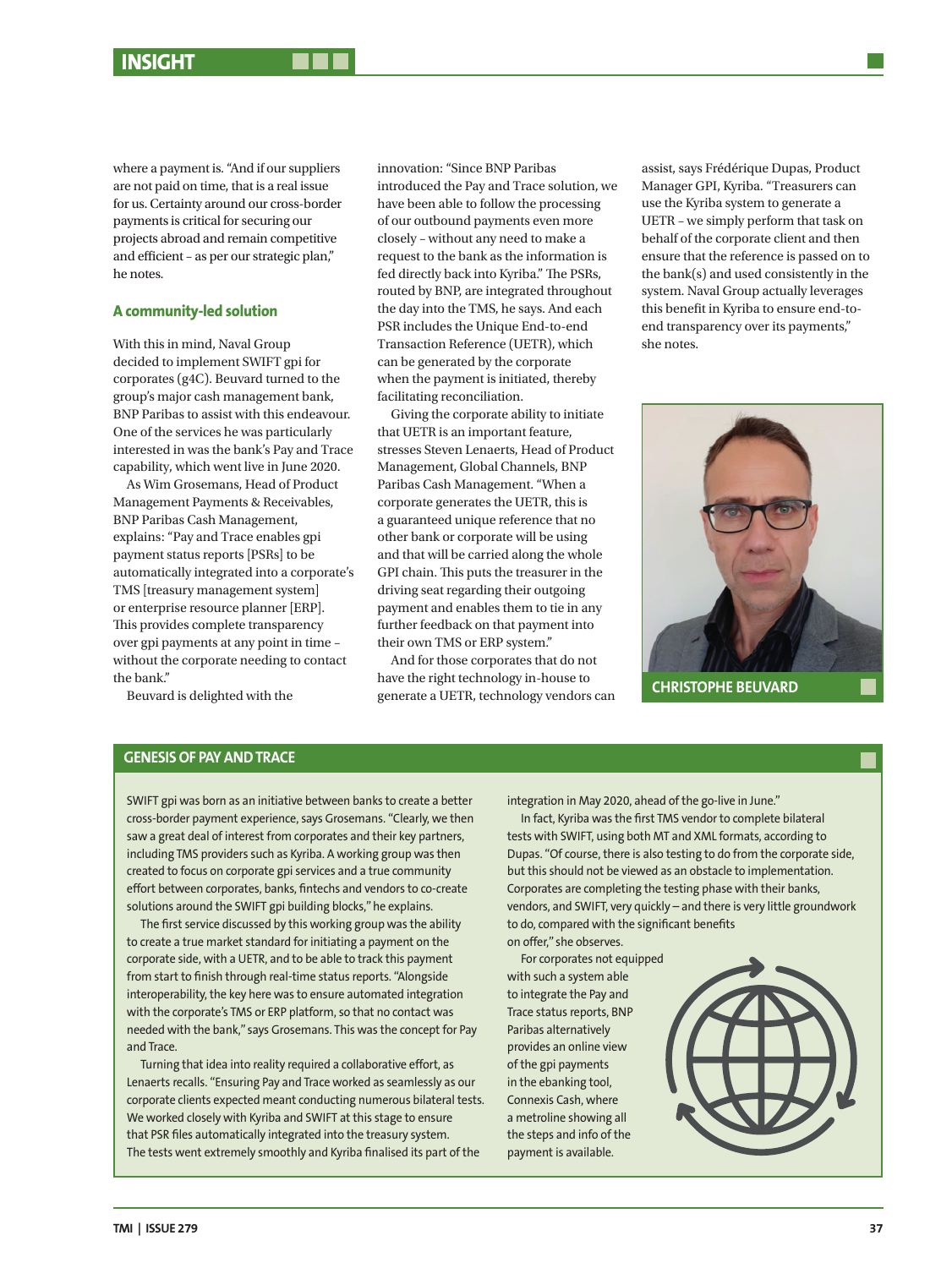where a payment is. "And if our suppliers are not paid on time, that is a real issue for us. Certainty around our cross-border payments is critical for securing our projects abroad and remain competitive and efficient – as per our strategic plan," he notes.

### A community-led solution

With this in mind, Naval Group decided to implement SWIFT gpi for corporates (g4C). Beuvard turned to the group's major cash management bank, BNP Paribas to assist with this endeavour. One of the services he was particularly interested in was the bank's Pay and Trace capability, which went live in June 2020.

As Wim Grosemans, Head of Product Management Payments & Receivables, BNP Paribas Cash Management, explains: "Pay and Trace enables gpi payment status reports [PSRs] to be automatically integrated into a corporate's TMS [treasury management system] or enterprise resource planner [ERP]. This provides complete transparency over gpi payments at any point in time – without the corporate needing to contact the bank."

Beuvard is delighted with the innovation: "Since BNP Paribas introduced the Pay and Trace solution, we have been able to follow the processing of our outbound payments even more closely – without any need to make a request to the bank as the information is fed directly back into Kyriba." The PSRs, routed by BNP, are integrated throughout the day into the TMS, he says. And each PSR includes the Unique End-to-end Transaction Reference (UETR), which can be generated by the corporate when the payment is initiated, thereby facilitating reconciliation.

Giving the corporate ability to initiate that UETR is an important feature, stresses Steven Lenaerts, Head of Product Management, Global Channels, BNP Paribas Cash Management. "When a corporate generates the UETR, this is a guaranteed unique reference that no other bank or corporate will be using and that will be carried along the whole GPI chain. This puts the treasurer in the driving seat regarding their outgoing payment and enables them to tie in any further feedback on that payment into their own TMS or ERP system."

And for those corporates that do not have the right technology in-house to generate a UETR, technology vendors can assist, says Frédérique Dupas, Product Manager GPI, Kyriba. "Treasurers can use the Kyriba system to generate a UETR – we simply perform that task on behalf of the corporate client and then ensure that the reference is passed on to the bank(s) and used consistently in the system. Naval Group actually leverages this benefit in Kyriba to ensure end-to-end transparency over its payments," she notes.

CHRISTOPHE BEUVARD

## GENESIS OF PAY AND TRACE

SWIFT gpi was born as an initiative between banks to create a better cross-border payment experience, says Grosemans. "Clearly, we then saw a great deal of interest from corporates and their key partners, including TMS providers such as Kyriba. A working group was then created to focus on corporate gpi services and a true community effort between corporates, banks, fintechs and vendors to co-create solutions around the SWIFT gpi building blocks," he explains.

The first service discussed by this working group was the ability to create a true market standard for initiating a payment on the corporate side, with a UETR, and to be able to track this payment from start to finish through real-time status reports. "Alongside interoperability, the key here was to ensure automated integration with the corporate's TMS or ERP platform, so that no contact was needed with the bank," says Grosemans. This was the concept for Pay and Trace.

Turning that idea into reality required a collaborative effort, as Lenaerts recalls. "Ensuring Pay and Trace worked as seamlessly as our corporate clients expected meant conducting numerous bilateral tests. We worked closely with Kyriba and SWIFT at this stage to ensure that PSR files automatically integrated into the treasury system. The tests went extremely smoothly and Kyriba finalised its part of the integration in May 2020, ahead of the go-live in June."

In fact, Kyriba was the first TMS vendor to complete bilateral tests with SWIFT, using both MT and XML formats, according to Dupas. "Of course, there is also testing to do from the corporate side, but this should not be viewed as an obstacle to implementation. Corporates are completing the testing phase with their banks, vendors, and SWIFT, very quickly – and there is very little groundwork to do, compared with the significant benefits on offer," she observes.

For corporates not equipped with such a system able to integrate the Pay and Trace status reports, BNP Paribas alternatively provides an online view of the gpi payments in the ebanking tool, Connexis Cash, where a metroline showing all the steps and info of the payment is available.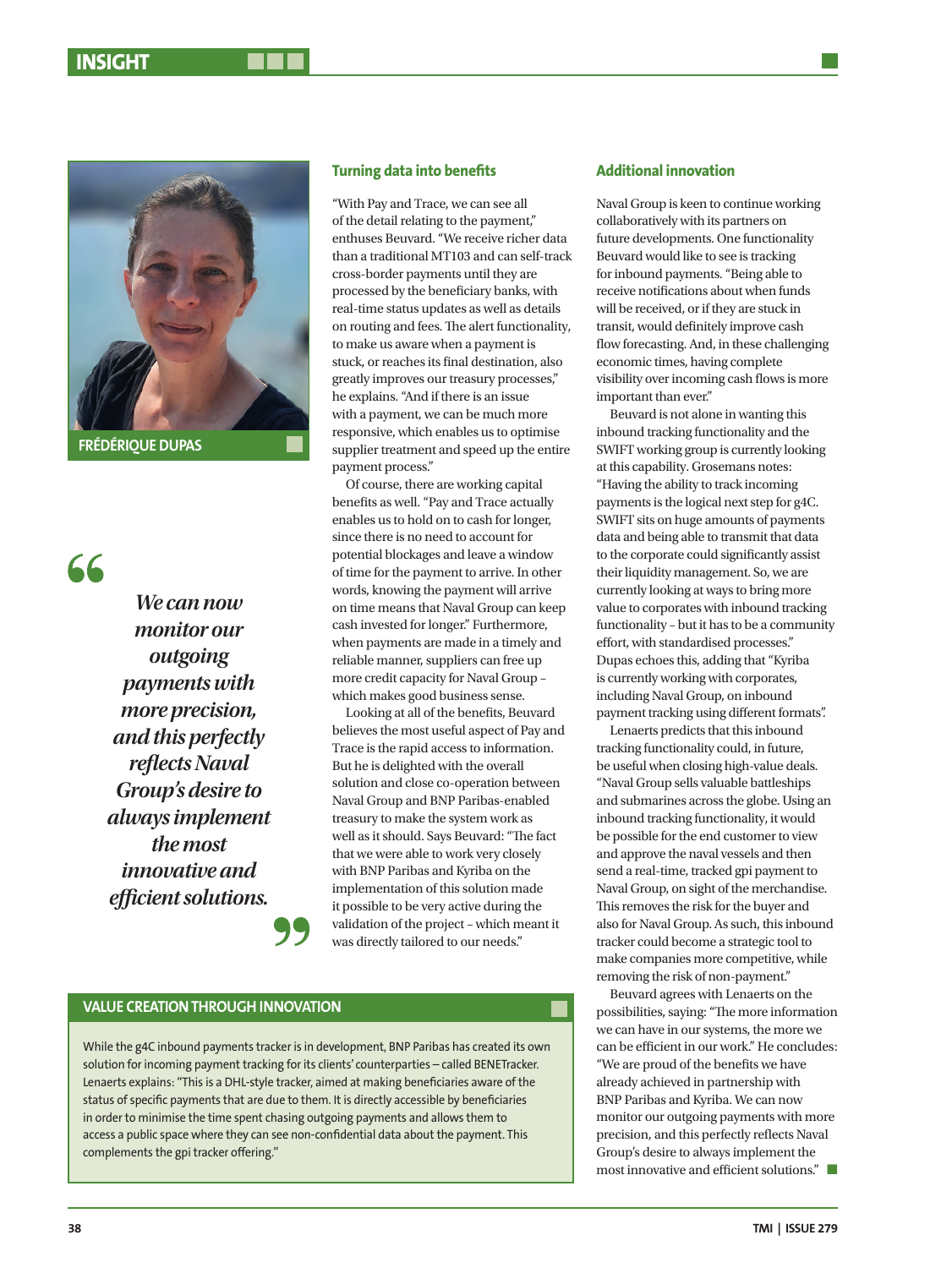FRÉDÉRIQUE DUPAS

> *We can now monitor our outgoing payments with more precision, and this perfectly reflects Naval Group's desire to always implement the most innovative and efficient solutions.*

### Turning data into benefits

"With Pay and Trace, we can see all of the detail relating to the payment," enthuses Beuvard. "We receive richer data than a traditional MT103 and can self-track cross-border payments until they are processed by the beneficiary banks, with real-time status updates as well as details on routing and fees. The alert functionality, to make us aware when a payment is stuck, or reaches its final destination, also greatly improves our treasury processes," he explains. "And if there is an issue with a payment, we can be much more responsive, which enables us to optimise supplier treatment and speed up the entire payment process."

Of course, there are working capital benefits as well. "Pay and Trace actually enables us to hold on to cash for longer, since there is no need to account for potential blockages and leave a window of time for the payment to arrive. In other words, knowing the payment will arrive on time means that Naval Group can keep cash invested for longer." Furthermore, when payments are made in a timely and reliable manner, suppliers can free up more credit capacity for Naval Group – which makes good business sense.

Looking at all of the benefits, Beuvard believes the most useful aspect of Pay and Trace is the rapid access to information. But he is delighted with the overall solution and close co-operation between Naval Group and BNP Paribas-enabled treasury to make the system work as well as it should. Says Beuvard: "The fact that we were able to work very closely with BNP Paribas and Kyriba on the implementation of this solution made it possible to be very active during the validation of the project – which meant it was directly tailored to our needs."

### Additional innovation

Naval Group is keen to continue working collaboratively with its partners on future developments. One functionality Beuvard would like to see is tracking for inbound payments. "Being able to receive notifications about when funds will be received, or if they are stuck in transit, would definitely improve cash flow forecasting. And, in these challenging economic times, having complete visibility over incoming cash flows is more important than ever."

Beuvard is not alone in wanting this inbound tracking functionality and the SWIFT working group is currently looking at this capability. Grosemans notes: "Having the ability to track incoming payments is the logical next step for g4C. SWIFT sits on huge amounts of payments data and being able to transmit that data to the corporate could significantly assist their liquidity management. So, we are currently looking at ways to bring more value to corporates with inbound tracking functionality – but it has to be a community effort, with standardised processes." Dupas echoes this, adding that "Kyriba is currently working with corporates, including Naval Group, on inbound payment tracking using different formats".

Lenaerts predicts that this inbound tracking functionality could, in future, be useful when closing high-value deals. "Naval Group sells valuable battleships and submarines across the globe. Using an inbound tracking functionality, it would be possible for the end customer to view and approve the naval vessels and then send a real-time, tracked gpi payment to Naval Group, on sight of the merchandise. This removes the risk for the buyer and also for Naval Group. As such, this inbound tracker could become a strategic tool to make companies more competitive, while removing the risk of non-payment."

Beuvard agrees with Lenaerts on the possibilities, saying: "The more information we can have in our systems, the more we can be efficient in our work." He concludes: "We are proud of the benefits we have already achieved in partnership with BNP Paribas and Kyriba. We can now monitor our outgoing payments with more precision, and this perfectly reflects Naval Group's desire to always implement the most innovative and efficient solutions."

### VALUE CREATION THROUGH INNOVATION

While the g4C inbound payments tracker is in development, BNP Paribas has created its own solution for incoming payment tracking for its clients' counterparties – called BENETracker. Lenaerts explains: "This is a DHL-style tracker, aimed at making beneficiaries aware of the status of specific payments that are due to them. It is directly accessible by beneficiaries in order to minimise the time spent chasing outgoing payments and allows them to access a public space where they can see non-confidential data about the payment. This complements the gpi tracker offering."